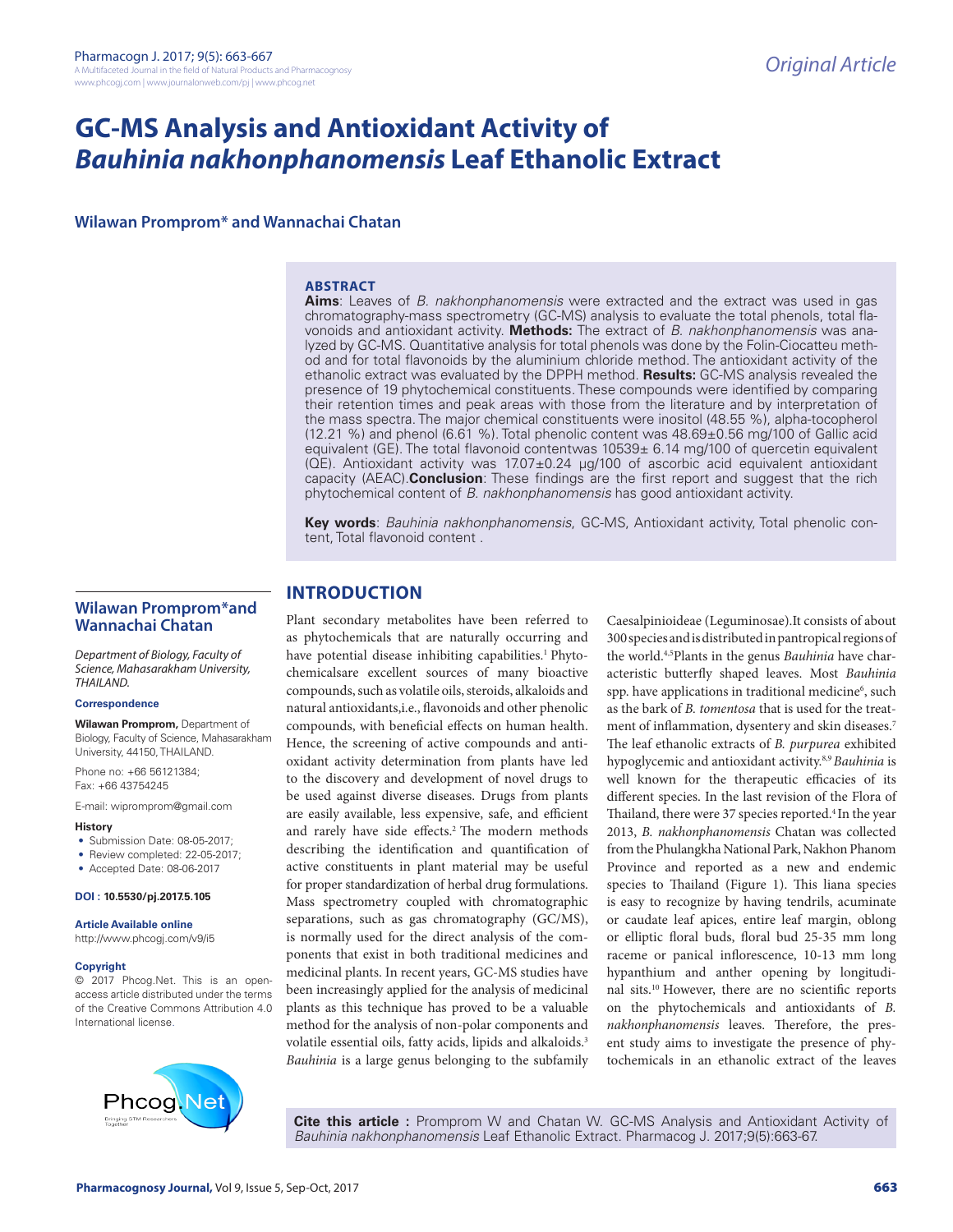Original Article

# GC-MS Analysis and Antioxidant Activity of *Bauhinia nakhonphanomensis* Leaf Ethanolic Extract

**Wilawan Promprom* and Wannachai Chatan**

## ABSTRACT

**Aims**: Leaves of *B. nakhonphanomensis* were extracted and the extract was used in gas chromatography-mass spectrometry (GC-MS) analysis to evaluate the total phenols, total flavonoids and antioxidant activity. **Methods:** The extract of *B. nakhonphanomensis* was analyzed by GC-MS. Quantitative analysis for total phenols was done by the Folin-Ciocatteu method and for total flavonoids by the aluminium chloride method. The antioxidant activity of the ethanolic extract was evaluated by the DPPH method. **Results:** GC-MS analysis revealed the presence of 19 phytochemical constituents. These compounds were identified by comparing their retention times and peak areas with those from the literature and by interpretation of the mass spectra. The major chemical constituents were inositol (48.55 %), alpha-tocopherol (12.21 %) and phenol (6.61 %). Total phenolic content was 48.69±0.56 mg/100 of Gallic acid equivalent (GE). The total flavonoid contentwas 10539± 6.14 mg/100 of quercetin equivalent (QE). Antioxidant activity was 17.07±0.24 µg/100 of ascorbic acid equivalent antioxidant capacity (AEAC).**Conclusion**: These findings are the first report and suggest that the rich phytochemical content of *B. nakhonphanomensis* has good antioxidant activity.

**Key words**: *Bauhinia nakhonphanomensis*, GC-MS, Antioxidant activity, Total phenolic content, Total flavonoid content .

**Wilawan Promprom*and Wannachai Chatan**

*Department of Biology, Faculty of Science, Mahasarakham University, THAILAND.*

**Correspondence**

**Wilawan Promprom,** Department of Biology, Faculty of Science, Mahasarakham University, 44150, THAILAND.

Phone no: +66 56121384; Fax: +66 43754245

E-mail: wiprompom@gmail.com

**History**

- Submission Date: 08-05-2017;
- Review completed: 22-05-2017;
- Accepted Date: 08-06-2017

**DOI : 10.5530/pj.2017.5.105**

**Article Available online**

http://www.phcogj.com/v9/i5

**Copyright**

© 2017 Phcog.Net. This is an open-access article distributed under the terms of the Creative Commons Attribution 4.0 International license.

## INTRODUCTION

Plant secondary metabolites have been referred to as phytochemicals that are naturally occurring and have potential disease inhibiting capabilities.[1] Phytochemicalsare excellent sources of many bioactive compounds, such as volatile oils, steroids, alkaloids and natural antioxidants,i.e., flavonoids and other phenolic compounds, with beneficial effects on human health. Hence, the screening of active compounds and antioxidant activity determination from plants have led to the discovery and development of novel drugs to be used against diverse diseases. Drugs from plants are easily available, less expensive, safe, and efficient and rarely have side effects.[2] The modern methods describing the identification and quantification of active constituents in plant material may be useful for proper standardization of herbal drug formulations. Mass spectrometry coupled with chromatographic separations, such as gas chromatography (GC/MS), is normally used for the direct analysis of the components that exist in both traditional medicines and medicinal plants. In recent years, GC-MS studies have been increasingly applied for the analysis of medicinal plants as this technique has proved to be a valuable method for the analysis of non-polar components and volatile essential oils, fatty acids, lipids and alkaloids.[3] *Bauhinia* is a large genus belonging to the subfamily Caesalpinioideae (Leguminosae).It consists of about 300 species and is distributed in pantropical regions of the world.[4,5]Plants in the genus *Bauhinia* have characteristic butterfly shaped leaves. Most *Bauhinia* spp. have applications in traditional medicine[6], such as the bark of *B. tomentosa* that is used for the treatment of inflammation, dysentery and skin diseases.[7] The leaf ethanolic extracts of *B. purpurea* exhibited hypoglycemic and antioxidant activity.[8,9] *Bauhinia* is well known for the therapeutic efficacies of its different species. In the last revision of the Flora of Thailand, there were 37 species reported.[4] In the year 2013, *B. nakhonphanomensis* Chatan was collected from the Phulangkha National Park, Nakhon Phanom Province and reported as a new and endemic species to Thailand (Figure 1). This liana species is easy to recognize by having tendrils, acuminate or caudate leaf apices, entire leaf margin, oblong or elliptic floral buds, floral bud 25-35 mm long raceme or panical inflorescence, 10-13 mm long hypanthium and anther opening by longitudinal sits.[10] However, there are no scientific reports on the phytochemicals and antioxidants of *B. nakhonphanomensis* leaves. Therefore, the present study aims to investigate the presence of phytochemicals in an ethanolic extract of the leaves

**Cite this article :** Promprom W and Chatan W. GC-MS Analysis and Antioxidant Activity of *Bauhinia nakhonphanomensis* Leaf Ethanolic Extract. Pharmacog J. 2017;9(5):663-67.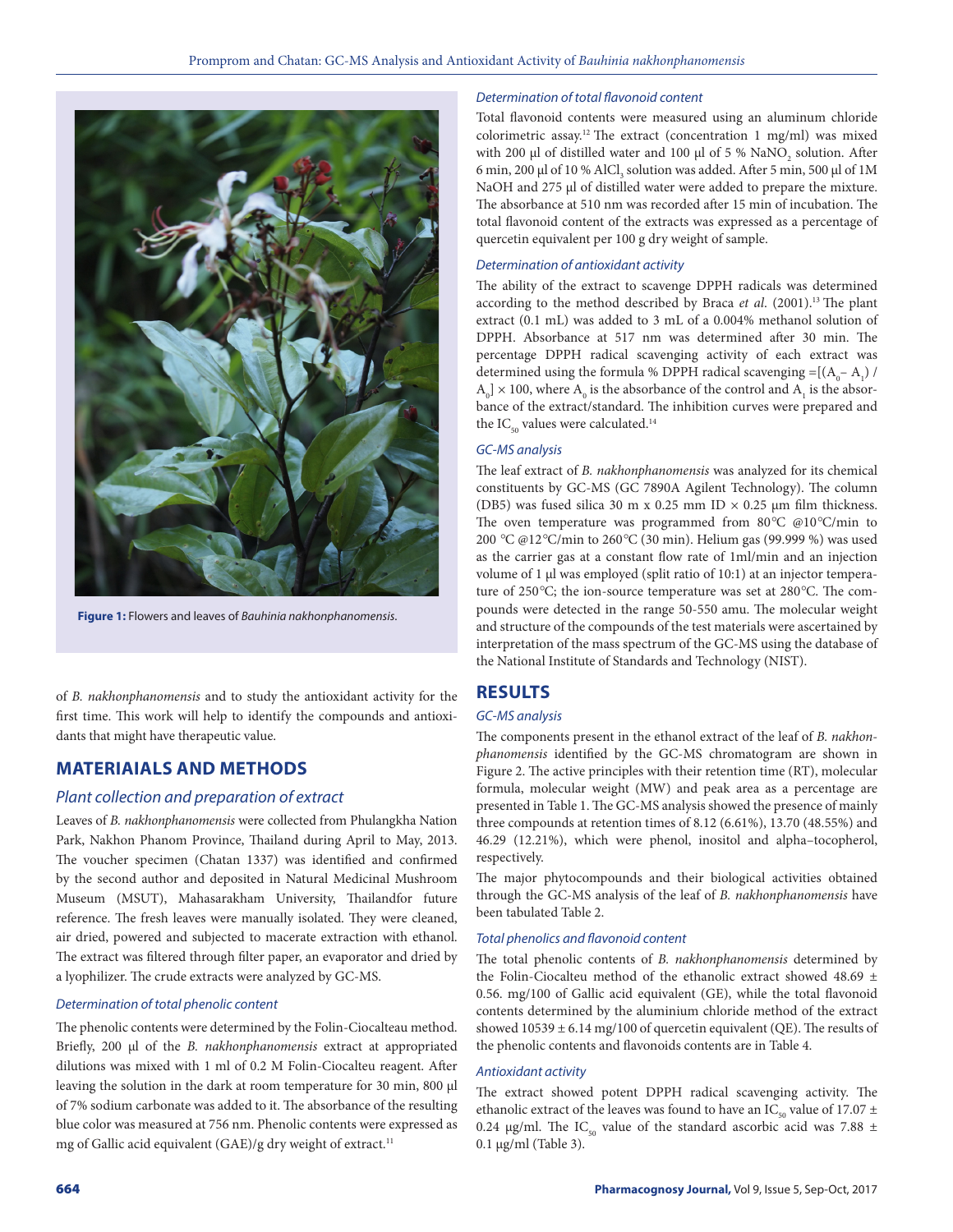Figure 1: Flowers and leaves of *Bauhinia nakhonphanomensis*.

of *B. nakhonphanomensis* and to study the antioxidant activity for the first time. This work will help to identify the compounds and antioxidants that might have therapeutic value.

## MATERIAIALS AND METHODS

### Plant collection and preparation of extract

Leaves of *B. nakhonphanomensis* were collected from Phulangkha Nation Park, Nakhon Phanom Province, Thailand during April to May, 2013. The voucher specimen (Chatan 1337) was identified and confirmed by the second author and deposited in Natural Medicinal Mushroom Museum (MSUT), Mahasarakham University, Thailandfor future reference. The fresh leaves were manually isolated. They were cleaned, air dried, powered and subjected to macerate extraction with ethanol. The extract was filtered through filter paper, an evaporator and dried by a lyophilizer. The crude extracts were analyzed by GC-MS.

### Determination of total phenolic content

The phenolic contents were determined by the Folin-Ciocalteau method. Briefly, 200 µl of the *B. nakhonphanomensis* extract at appropriated dilutions was mixed with 1 ml of 0.2 M Folin-Ciocalteu reagent. After leaving the solution in the dark at room temperature for 30 min, 800 µl of 7% sodium carbonate was added to it. The absorbance of the resulting blue color was measured at 756 nm. Phenolic contents were expressed as mg of Gallic acid equivalent (GAE)/g dry weight of extract.[11]

### Determination of total flavonoid content

Total flavonoid contents were measured using an aluminum chloride colorimetric assay.[12] The extract (concentration 1 mg/ml) was mixed with 200 µl of distilled water and 100 µl of 5 % $NaNO_2$ solution. After 6 min, 200 µl of 10 % $AlCl_3$ solution was added. After 5 min, 500 µl of 1M NaOH and 275 µl of distilled water were added to prepare the mixture. The absorbance at 510 nm was recorded after 15 min of incubation. The total flavonoid content of the extracts was expressed as a percentage of quercetin equivalent per 100 g dry weight of sample.

### Determination of antioxidant activity

The ability of the extract to scavenge DPPH radicals was determined according to the method described by Braca *et al*. (2001).[13] The plant extract (0.1 mL) was added to 3 mL of a 0.004% methanol solution of DPPH. Absorbance at 517 nm was determined after 30 min. The percentage DPPH radical scavenging activity of each extract was determined using the formula % DPPH radical scavenging $=[(A_0 - A_1) / A_0] \times 100$, where $A_0$ is the absorbance of the control and $A_1$ is the absorbance of the extract/standard. The inhibition curves were prepared and the $IC_{50}$ values were calculated.[14]

### GC-MS analysis

The leaf extract of *B. nakhonphanomensis* was analyzed for its chemical constituents by GC-MS (GC 7890A Agilent Technology). The column (DB5) was fused silica 30 m x 0.25 mm ID × 0.25 µm film thickness. The oven temperature was programmed from 80°C @10°C/min to 200 °C @12°C/min to 260°C (30 min). Helium gas (99.999 %) was used as the carrier gas at a constant flow rate of 1ml/min and an injection volume of 1 µl was employed (split ratio of 10:1) at an injector temperature of 250°C; the ion-source temperature was set at 280°C. The compounds were detected in the range 50-550 amu. The molecular weight and structure of the compounds of the test materials were ascertained by interpretation of the mass spectrum of the GC-MS using the database of the National Institute of Standards and Technology (NIST).

## RESULTS

### GC-MS analysis

The components present in the ethanol extract of the leaf of *B. nakhonphanomensis* identified by the GC-MS chromatogram are shown in Figure 2. The active principles with their retention time (RT), molecular formula, molecular weight (MW) and peak area as a percentage are presented in Table 1. The GC-MS analysis showed the presence of mainly three compounds at retention times of 8.12 (6.61%), 13.70 (48.55%) and 46.29 (12.21%), which were phenol, inositol and alpha–tocopherol, respectively.

The major phytocompounds and their biological activities obtained through the GC-MS analysis of the leaf of *B. nakhonphanomensis* have been tabulated Table 2.

### Total phenolics and flavonoid content

The total phenolic contents of *B. nakhonphanomensis* determined by the Folin-Ciocalteu method of the ethanolic extract showed 48.69 ± 0.56. mg/100 of Gallic acid equivalent (GE), while the total flavonoid contents determined by the aluminium chloride method of the extract showed 10539 ± 6.14 mg/100 of quercetin equivalent (QE). The results of the phenolic contents and flavonoids contents are in Table 4.

### Antioxidant activity

The extract showed potent DPPH radical scavenging activity. The ethanolic extract of the leaves was found to have an $IC_{50}$ value of 17.07 ± 0.24 µg/ml. The $IC_{50}$ value of the standard ascorbic acid was 7.88 ± 0.1 µg/ml (Table 3).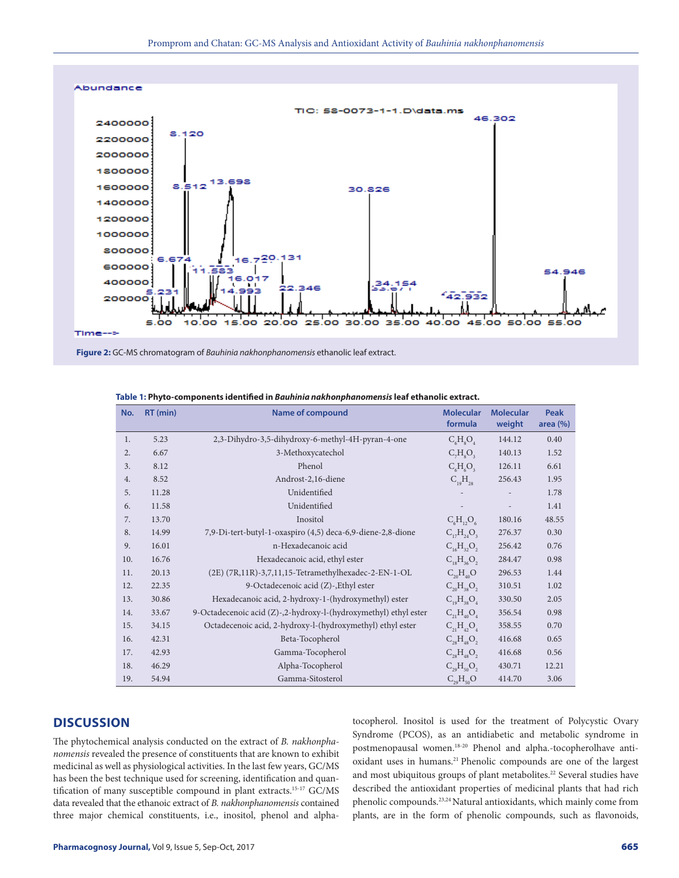Figure 2: GC-MS chromatogram of *Bauhinia nakhonphanomensis* ethanolic leaf extract.

**Table 1: Phyto-components identified in *Bauhinia nakhonphanomensis* leaf ethanolic extract.**

| No. | RT (min) | Name of compound | Molecular formula | Molecular weight | Peak area (%) |
|---|---|---|---|---|---|
| 1. | 5.23 | 2,3-Dihydro-3,5-dihydroxy-6-methyl-4H-pyran-4-one | $C_6H_8O_4$ | 144.12 | 0.40 |
| 2. | 6.67 | 3-Methoxycatechol | $C_7H_8O_3$ | 140.13 | 1.52 |
| 3. | 8.12 | Phenol | $C_6H_6O_3$ | 126.11 | 6.61 |
| 4. | 8.52 | Androst-2,16-diene | $C_{19}H_{28}$ | 256.43 | 1.95 |
| 5. | 11.28 | Unidentified | - | - | 1.78 |
| 6. | 11.58 | Unidentified | - | - | 1.41 |
| 7. | 13.70 | Inositol | $C_6H_{12}O_6$ | 180.16 | 48.55 |
| 8. | 14.99 | 7,9-Di-tert-butyl-1-oxaspiro (4,5) deca-6,9-diene-2,8-dione | $C_{17}H_{24}O_3$ | 276.37 | 0.30 |
| 9. | 16.01 | n-Hexadecanoic acid | $C_{16}H_{32}O_2$ | 256.42 | 0.76 |
| 10. | 16.76 | Hexadecanoic acid, ethyl ester | $C_{18}H_{36}O_2$ | 284.47 | 0.98 |
| 11. | 20.13 | (2E) (7R,11R)-3,7,11,15-Tetramethylhexadec-2-EN-1-OL | $C_{20}H_{40}O$ | 296.53 | 1.44 |
| 12. | 22.35 | 9-Octadecenoic acid (Z)-,Ethyl ester | $C_{20}H_{38}O_2$ | 310.51 | 1.02 |
| 13. | 30.86 | Hexadecanoic acid, 2-hydroxy-1-(hydroxymethyl) ester | $C_{19}H_{38}O_4$ | 330.50 | 2.05 |
| 14. | 33.67 | 9-Octadecenoic acid (Z)-,2-hydroxy-l-(hydroxymethyl) ethyl ester | $C_{21}H_{40}O_4$ | 356.54 | 0.98 |
| 15. | 34.15 | Octadecenoic acid, 2-hydroxy-l-(hydroxymethyl) ethyl ester | $C_{21}H_{42}O_4$ | 358.55 | 0.70 |
| 16. | 42.31 | Beta-Tocopherol | $C_{28}H_{48}O_2$ | 416.68 | 0.65 |
| 17. | 42.93 | Gamma-Tocopherol | $C_{28}H_{48}O_2$ | 416.68 | 0.56 |
| 18. | 46.29 | Alpha-Tocopherol | $C_{29}H_{50}O_2$ | 430.71 | 12.21 |
| 19. | 54.94 | Gamma-Sitosterol | $C_{29}H_{50}O$ | 414.70 | 3.06 |

## DISCUSSION

The phytochemical analysis conducted on the extract of *B. nakhonphanomensis* revealed the presence of constituents that are known to exhibit medicinal as well as physiological activities. In the last few years, GC/MS has been the best technique used for screening, identification and quantification of many susceptible compound in plant extracts.[15-17] GC/MS data revealed that the ethanoic extract of *B. nakhonphanomensis* contained three major chemical constituents, i.e., inositol, phenol and alpha-tocopherol. Inositol is used for the treatment of Polycystic Ovary Syndrome (PCOS), as an antidiabetic and metabolic syndrome in postmenopausal women.[18-20] Phenol and alpha.-tocopherolhave antioxidant uses in humans.[21] Phenolic compounds are one of the largest and most ubiquitous groups of plant metabolites.[22] Several studies have described the antioxidant properties of medicinal plants that had rich phenolic compounds.[23,24] Natural antioxidants, which mainly come from plants, are in the form of phenolic compounds, such as flavonoids,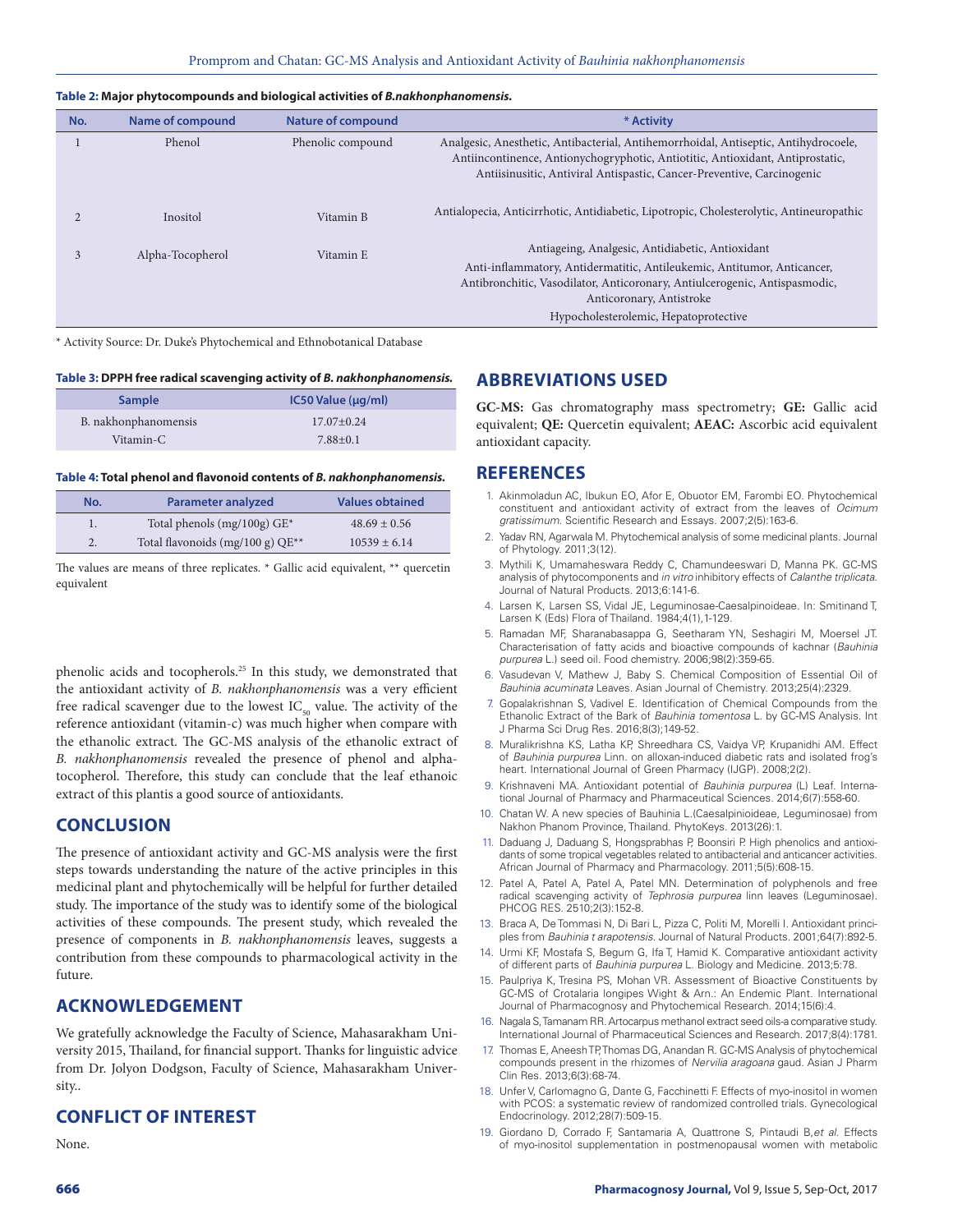**Table 2: Major phytocompounds and biological activities of *B.nakhonphanomensis.***

| No. | Name of compound | Nature of compound | * Activity |
|---|---|---|---|
| 1 | Phenol | Phenolic compound | Analgesic, Anesthetic, Antibacterial, Antihemorrhoidal, Antiseptic, Antihydrocoele, Antiincontinence, Antionychogryphotic, Antiotitic, Antioxidant, Antiprostatic, Antiisinusitic, Antiviral Antispastic, Cancer-Preventive, Carcinogenic |
| 2 | Inositol | Vitamin B | Antialopecia, Anticirrhotic, Antidiabetic, Lipotropic, Cholesterolytic, Antineuropathic |
| 3 | Alpha-Tocopherol | Vitamin E | Antiageing, Analgesic, Antidiabetic, Antioxidant<br>Anti-inflammatory, Antidermatitic, Antileukemic, Antitumor, Anticancer, Antibronchitic, Vasodilator, Anticoronary, Antiulcerogenic, Antispasmodic, Anticoronary, Antistroke<br>Hypocholesterolemic, Hepatoprotective |

* Activity Source: Dr. Duke's Phytochemical and Ethnobotanical Database

**Table 3: DPPH free radical scavenging activity of *B. nakhonphanomensis.***

| Sample | IC50 Value (µg/ml) |
|---|---|
| B. nakhonphanomensis | 17.07±0.24 |
| Vitamin-C | 7.88±0.1 |

**Table 4: Total phenol and flavonoid contents of *B. nakhonphanomensis.***

| No. | Parameter analyzed | Values obtained |
|---|---|---|
| 1. | Total phenols (mg/100g) GE* | 48.69 ± 0.56 |
| 2. | Total flavonoids (mg/100 g) QE** | 10539 ± 6.14 |

The values are means of three replicates. * Gallic acid equivalent, ** quercetin equivalent

phenolic acids and tocopherols.[25] In this study, we demonstrated that the antioxidant activity of *B. nakhonphanomensis* was a very efficient free radical scavenger due to the lowest $IC_{50}$ value. The activity of the reference antioxidant (vitamin-c) was much higher when compare with the ethanolic extract. The GC-MS analysis of the ethanolic extract of *B. nakhonphanomensis* revealed the presence of phenol and alpha-tocopherol. Therefore, this study can conclude that the leaf ethanoic extract of this plantis a good source of antioxidants.

## CONCLUSION

The presence of antioxidant activity and GC-MS analysis were the first steps towards understanding the nature of the active principles in this medicinal plant and phytochemically will be helpful for further detailed study. The importance of the study was to identify some of the biological activities of these compounds. The present study, which revealed the presence of components in *B. nakhonphanomensis* leaves, suggests a contribution from these compounds to pharmacological activity in the future.

## ACKNOWLEDGEMENT

We gratefully acknowledge the Faculty of Science, Mahasarakham University 2015, Thailand, for financial support. Thanks for linguistic advice from Dr. Jolyon Dodgson, Faculty of Science, Mahasarakham University..

## CONFLICT OF INTEREST

None.

## ABBREVIATIONS USED

**GC-MS:** Gas chromatography mass spectrometry; **GE:** Gallic acid equivalent; **QE:** Quercetin equivalent; **AEAC:** Ascorbic acid equivalent antioxidant capacity.

## REFERENCES

1. Akinmoladun AC, Ibukun EO, Afor E, Obuotor EM, Farombi EO. Phytochemical constituent and antioxidant activity of extract from the leaves of *Ocimum gratissimum*. Scientific Research and Essays. 2007;2(5):163-6.
2. Yadav RN, Agarwala M. Phytochemical analysis of some medicinal plants. Journal of Phytology. 2011;3(12).
3. Mythili K, Umamaheswara Reddy C, Chamundeeswari D, Manna PK. GC-MS analysis of phytocomponents and *in vitro* inhibitory effects of *Calanthe triplicata*. Journal of Natural Products. 2013;6:141-6.
4. Larsen K, Larsen SS, Vidal JE, Leguminosae-Caesalpinoideae. In: Smitinand T, Larsen K (Eds) Flora of Thailand. 1984;4(1),1-129.
5. Ramadan MF, Sharanabasappa G, Seetharam YN, Seshagiri M, Moersel JT. Characterisation of fatty acids and bioactive compounds of kachnar (*Bauhinia purpurea* L.) seed oil. Food chemistry. 2006;98(2):359-65.
6. Vasudevan V, Mathew J, Baby S. Chemical Composition of Essential Oil of *Bauhinia acuminata* Leaves. Asian Journal of Chemistry. 2013;25(4):2329.
7. Gopalakrishnan S, Vadivel E. Identification of Chemical Compounds from the Ethanolic Extract of the Bark of *Bauhinia tomentosa* L. by GC-MS Analysis. Int J Pharma Sci Drug Res. 2016;8(3);149-52.
8. Muralikrishna KS, Latha KP, Shreedhara CS, Vaidya VP, Krupanidhi AM. Effect of *Bauhinia purpurea* Linn. on alloxan-induced diabetic rats and isolated frog's heart. International Journal of Green Pharmacy (IJGP). 2008;2(2).
9. Krishnaveni MA. Antioxidant potential of *Bauhinia purpurea* (L) Leaf. International Journal of Pharmacy and Pharmaceutical Sciences. 2014;6(7):558-60.
10. Chatan W. A new species of Bauhinia L.(Caesalpinioideae, Leguminosae) from Nakhon Phanom Province, Thailand. PhytoKeys. 2013(26):1.
11. Daduang J, Daduang S, Hongsprabhas P, Boonsiri P. High phenolics and antioxidants of some tropical vegetables related to antibacterial and anticancer activities. African Journal of Pharmacy and Pharmacology. 2011;5(5):608-15.
12. Patel A, Patel A, Patel A, Patel MN. Determination of polyphenols and free radical scavenging activity of *Tephrosia purpurea* linn leaves (Leguminosae). PHCOG RES. 2510;2(3):152-8.
13. Braca A, De Tommasi N, Di Bari L, Pizza C, Politi M, Morelli I. Antioxidant principles from *Bauhinia t arapotensis*. Journal of Natural Products. 2001;64(7):892-5.
14. Urmi KF, Mostafa S, Begum G, Ifa T, Hamid K. Comparative antioxidant activity of different parts of *Bauhinia purpurea* L. Biology and Medicine. 2013;5:78.
15. Paulpriya K, Tresina PS, Mohan VR. Assessment of Bioactive Constituents by GC-MS of Crotalaria longipes Wight & Arn.: An Endemic Plant. International Journal of Pharmacognosy and Phytochemical Research. 2014;15(6):4.
16. Nagala S, Tamanam RR. Artocarpus methanol extract seed oils-a comparative study. International Journal of Pharmaceutical Sciences and Research. 2017;8(4):1781.
17. Thomas E, Aneesh TP, Thomas DG, Anandan R. GC-MS Analysis of phytochemical compounds present in the rhizomes of *Nervilia aragoana* gaud. Asian J Pharm Clin Res. 2013;6(3):68-74.
18. Unfer V, Carlomagno G, Dante G, Facchinetti F. Effects of myo-inositol in women with PCOS: a systematic review of randomized controlled trials. Gynecological Endocrinology. 2012;28(7):509-15.
19. Giordano D, Corrado F, Santamaria A, Quattrone S, Pintaudi B,*et al.* Effects of myo-inositol supplementation in postmenopausal women with metabolic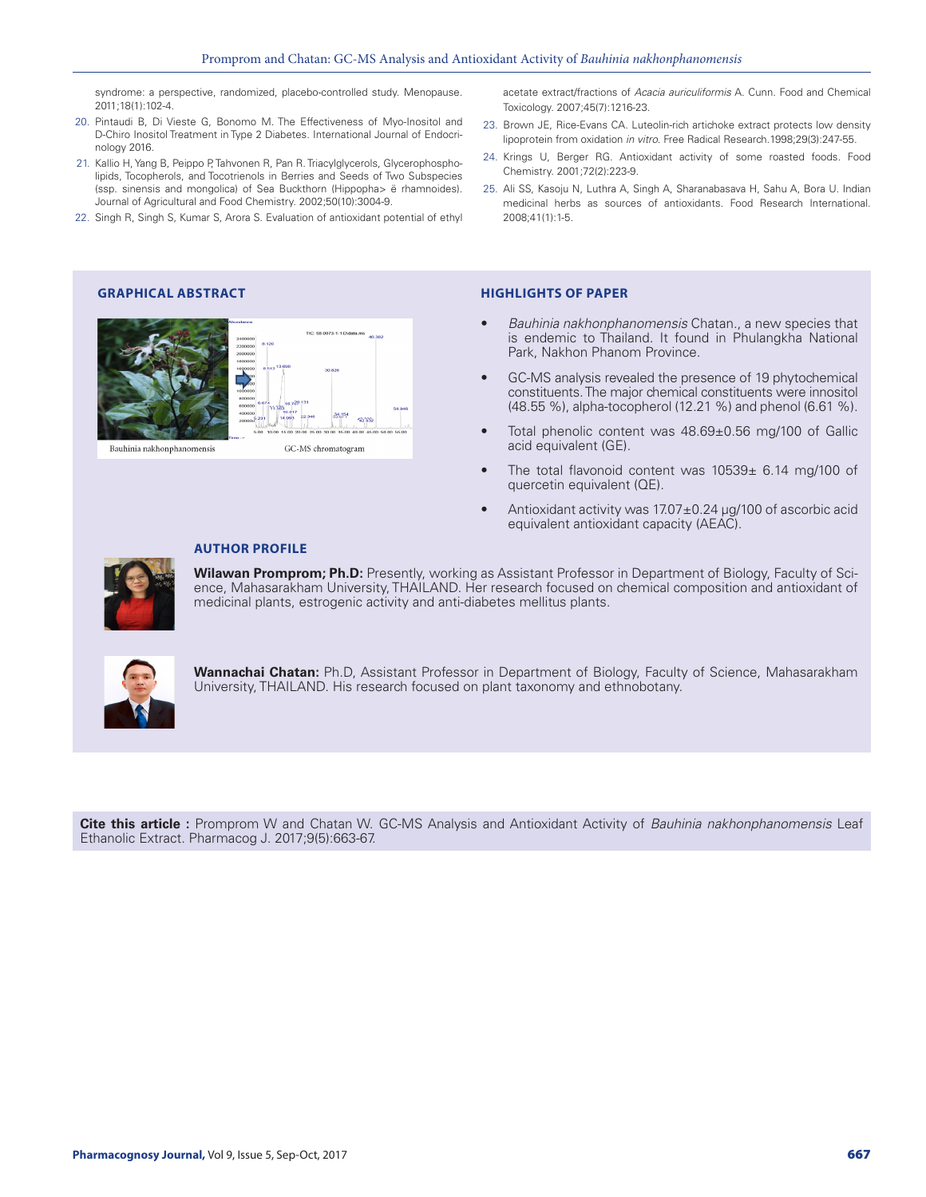syndrome: a perspective, randomized, placebo-controlled study. Menopause. 2011;18(1):102-4.

20. Pintaudi B, Di Vieste G, Bonomo M. The Effectiveness of Myo-Inositol and D-Chiro Inositol Treatment in Type 2 Diabetes. International Journal of Endocrinology 2016.
21. Kallio H, Yang B, Peippo P, Tahvonen R, Pan R. Triacylglycerols, Glycerophospholipids, Tocopherols, and Tocotrienols in Berries and Seeds of Two Subspecies (ssp. sinensis and mongolica) of Sea Buckthorn (Hippopha> ë rhamnoides). Journal of Agricultural and Food Chemistry. 2002;50(10):3004-9.
22. Singh R, Singh S, Kumar S, Arora S. Evaluation of antioxidant potential of ethyl acetate extract/fractions of *Acacia auriculiformis* A. Cunn. Food and Chemical Toxicology. 2007;45(7):1216-23.
23. Brown JE, Rice-Evans CA. Luteolin-rich artichoke extract protects low density lipoprotein from oxidation *in vitro*. Free Radical Research.1998;29(3):247-55.
24. Krings U, Berger RG. Antioxidant activity of some roasted foods. Food Chemistry. 2001;72(2):223-9.
25. Ali SS, Kasoju N, Luthra A, Singh A, Sharanabasava H, Sahu A, Bora U. Indian medicinal herbs as sources of antioxidants. Food Research International. 2008;41(1):1-5.

## GRAPHICAL ABSTRACT

Bauhinia nakhonphanomensis

GC-MS chromatogram

## HIGHLIGHTS OF PAPER

- *Bauhinia nakhonphanomensis* Chatan., a new species that is endemic to Thailand. It found in Phulangkha National Park, Nakhon Phanom Province.
- GC-MS analysis revealed the presence of 19 phytochemical constituents. The major chemical constituents were innositol (48.55 %), alpha-tocopherol (12.21 %) and phenol (6.61 %).
- Total phenolic content was 48.69±0.56 mg/100 of Gallic acid equivalent (GE).
- The total flavonoid content was 10539± 6.14 mg/100 of quercetin equivalent (QE).
- Antioxidant activity was 17.07±0.24 µg/100 of ascorbic acid equivalent antioxidant capacity (AEAC).

## AUTHOR PROFILE

**Wilawan Promprom; Ph.D:** Presently, working as Assistant Professor in Department of Biology, Faculty of Science, Mahasarakham University, THAILAND. Her research focused on chemical composition and antioxidant of medicinal plants, estrogenic activity and anti-diabetes mellitus plants.

**Wannachai Chatan:** Ph.D, Assistant Professor in Department of Biology, Faculty of Science, Mahasarakham University, THAILAND. His research focused on plant taxonomy and ethnobotany.

**Cite this article :** Promprom W and Chatan W. GC-MS Analysis and Antioxidant Activity of *Bauhinia nakhonphanomensis* Leaf Ethanolic Extract. Pharmacog J. 2017;9(5):663-67.